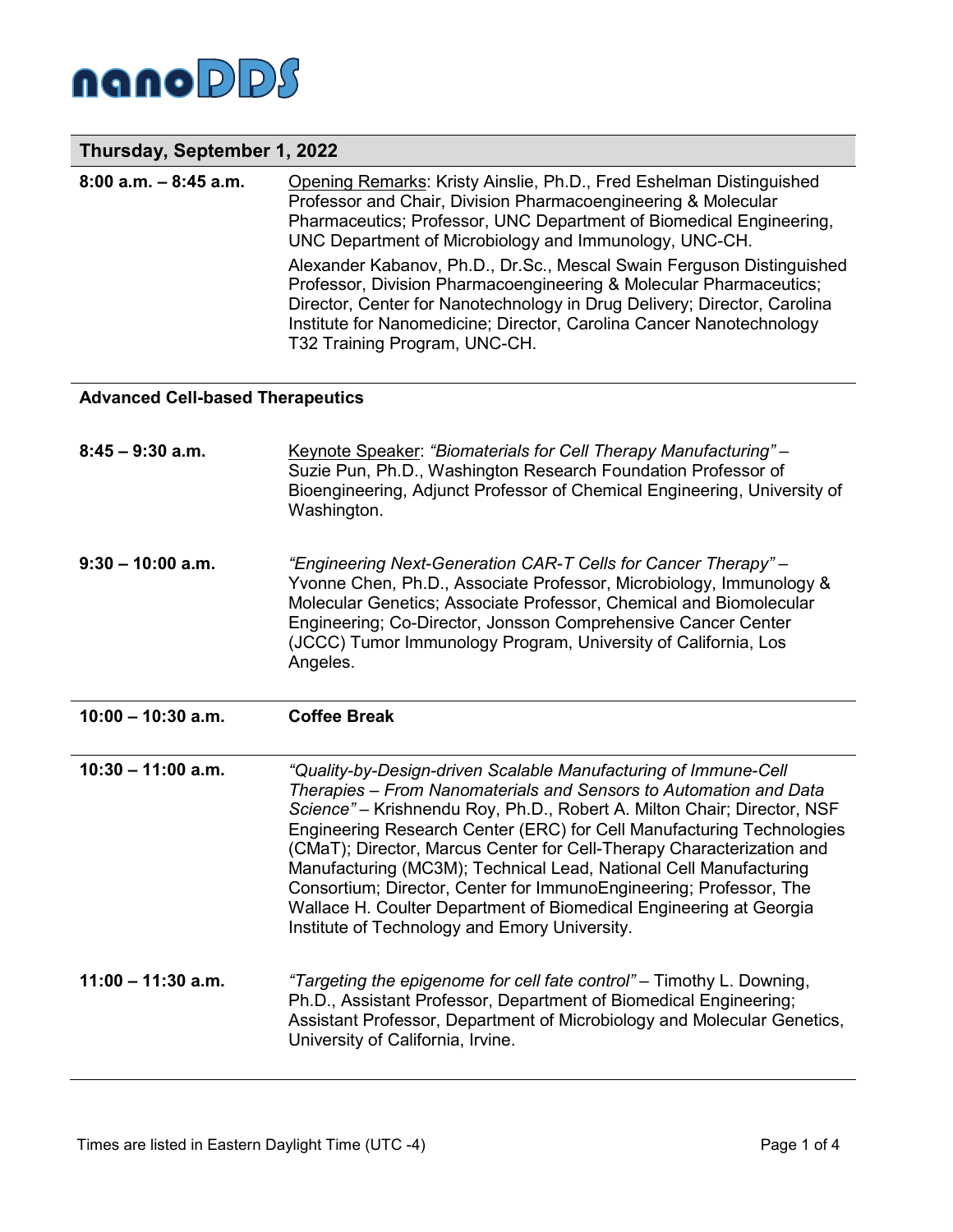# nanoDDS

## Thursday, September 1, 2022

**8:00 a.m. – 8:45 a.m.** Opening Remarks: Kristy Ainslie, Ph.D., Fred Eshelman Distinguished Professor and Chair, Division Pharmacoengineering & Molecular Pharmaceutics; Professor, UNC Department of Biomedical Engineering, UNC Department of Microbiology and Immunology, UNC-CH.

Alexander Kabanov, Ph.D., Dr.Sc., Mescal Swain Ferguson Distinguished Professor, Division Pharmacoengineering & Molecular Pharmaceutics; Director, Center for Nanotechnology in Drug Delivery; Director, Carolina Institute for Nanomedicine; Director, Carolina Cancer Nanotechnology T32 Training Program, UNC-CH.

### Advanced Cell-based Therapeutics

**8:45 – 9:30 a.m.** Keynote Speaker: *"Biomaterials for Cell Therapy Manufacturing"* – Suzie Pun, Ph.D., Washington Research Foundation Professor of Bioengineering, Adjunct Professor of Chemical Engineering, University of Washington.

**9:30 – 10:00 a.m.** *"Engineering Next-Generation CAR-T Cells for Cancer Therapy"* – Yvonne Chen, Ph.D., Associate Professor, Microbiology, Immunology & Molecular Genetics; Associate Professor, Chemical and Biomolecular Engineering; Co-Director, Jonsson Comprehensive Cancer Center (JCCC) Tumor Immunology Program, University of California, Los Angeles.

**10:00 – 10:30 a.m.** **Coffee Break**

**10:30 – 11:00 a.m.** *"Quality-by-Design-driven Scalable Manufacturing of Immune-Cell Therapies – From Nanomaterials and Sensors to Automation and Data Science"* – Krishnendu Roy, Ph.D., Robert A. Milton Chair; Director, NSF Engineering Research Center (ERC) for Cell Manufacturing Technologies (CMaT); Director, Marcus Center for Cell-Therapy Characterization and Manufacturing (MC3M); Technical Lead, National Cell Manufacturing Consortium; Director, Center for ImmunoEngineering; Professor, The Wallace H. Coulter Department of Biomedical Engineering at Georgia Institute of Technology and Emory University.

**11:00 – 11:30 a.m.** *"Targeting the epigenome for cell fate control"* – Timothy L. Downing, Ph.D., Assistant Professor, Department of Biomedical Engineering; Assistant Professor, Department of Microbiology and Molecular Genetics, University of California, Irvine.

Times are listed in Eastern Daylight Time (UTC -4)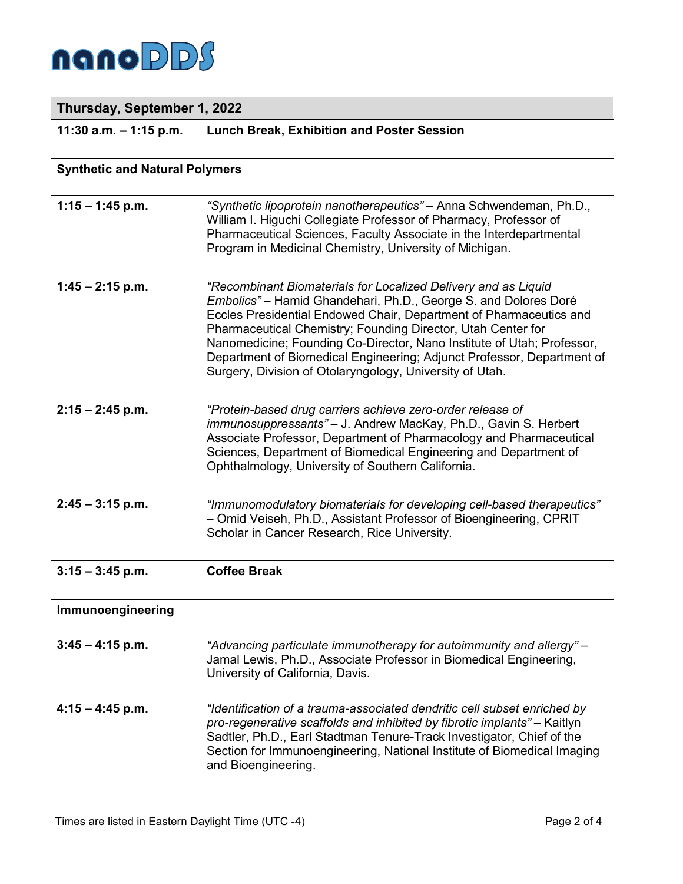# nanoDDS

## Thursday, September 1, 2022

**11:30 a.m. – 1:15 p.m.** **Lunch Break, Exhibition and Poster Session**

### Synthetic and Natural Polymers

**1:15 – 1:45 p.m.** *"Synthetic lipoprotein nanotherapeutics"* – Anna Schwendeman, Ph.D., William I. Higuchi Collegiate Professor of Pharmacy, Professor of Pharmaceutical Sciences, Faculty Associate in the Interdepartmental Program in Medicinal Chemistry, University of Michigan.

**1:45 – 2:15 p.m.** *"Recombinant Biomaterials for Localized Delivery and as Liquid Embolics"* – Hamid Ghandehari, Ph.D., George S. and Dolores Doré Eccles Presidential Endowed Chair, Department of Pharmaceutics and Pharmaceutical Chemistry; Founding Director, Utah Center for Nanomedicine; Founding Co-Director, Nano Institute of Utah; Professor, Department of Biomedical Engineering; Adjunct Professor, Department of Surgery, Division of Otolaryngology, University of Utah.

**2:15 – 2:45 p.m.** *"Protein-based drug carriers achieve zero-order release of immunosuppressants"* – J. Andrew MacKay, Ph.D., Gavin S. Herbert Associate Professor, Department of Pharmacology and Pharmaceutical Sciences, Department of Biomedical Engineering and Department of Ophthalmology, University of Southern California.

**2:45 – 3:15 p.m.** *"Immunomodulatory biomaterials for developing cell-based therapeutics"* – Omid Veiseh, Ph.D., Assistant Professor of Bioengineering, CPRIT Scholar in Cancer Research, Rice University.

**3:15 – 3:45 p.m.** **Coffee Break**

### Immunoengineering

**3:45 – 4:15 p.m.** *"Advancing particulate immunotherapy for autoimmunity and allergy"* – Jamal Lewis, Ph.D., Associate Professor in Biomedical Engineering, University of California, Davis.

**4:15 – 4:45 p.m.** *"Identification of a trauma-associated dendritic cell subset enriched by pro-regenerative scaffolds and inhibited by fibrotic implants"* – Kaitlyn Sadtler, Ph.D., Earl Stadtman Tenure-Track Investigator, Chief of the Section for Immunoengineering, National Institute of Biomedical Imaging and Bioengineering.

Times are listed in Eastern Daylight Time (UTC -4)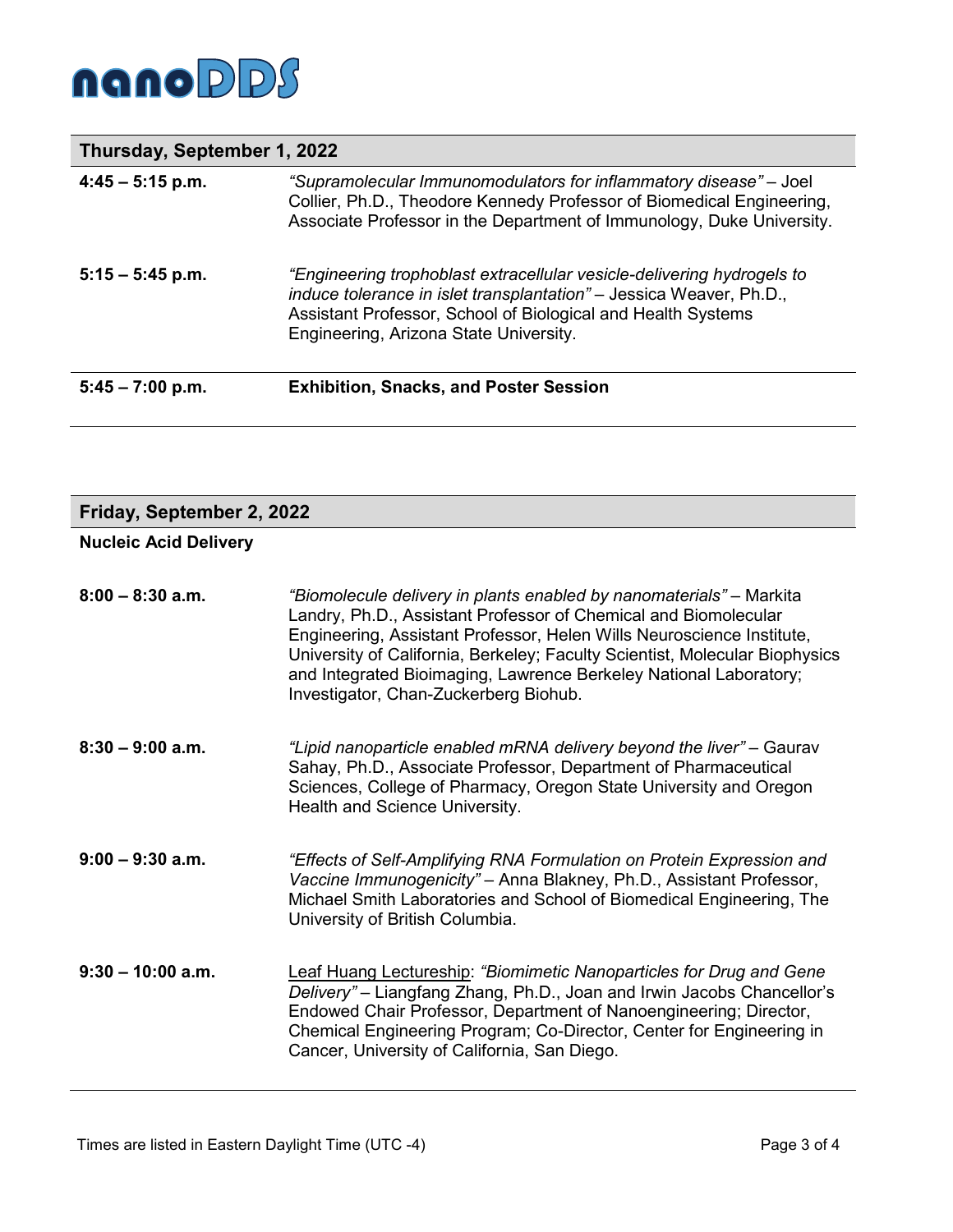# nanoDDS

## Thursday, September 1, 2022

| | |
|---|---|
| **4:45 – 5:15 p.m.** | *"Supramolecular Immunomodulators for inflammatory disease"* – Joel Collier, Ph.D., Theodore Kennedy Professor of Biomedical Engineering, Associate Professor in the Department of Immunology, Duke University. |
| **5:15 – 5:45 p.m.** | *"Engineering trophoblast extracellular vesicle-delivering hydrogels to induce tolerance in islet transplantation"* – Jessica Weaver, Ph.D., Assistant Professor, School of Biological and Health Systems Engineering, Arizona State University. |
| **5:45 – 7:00 p.m.** | **Exhibition, Snacks, and Poster Session** |

## Friday, September 2, 2022

**Nucleic Acid Delivery**

| | |
|---|---|
| **8:00 – 8:30 a.m.** | *"Biomolecule delivery in plants enabled by nanomaterials"* – Markita Landry, Ph.D., Assistant Professor of Chemical and Biomolecular Engineering, Assistant Professor, Helen Wills Neuroscience Institute, University of California, Berkeley; Faculty Scientist, Molecular Biophysics and Integrated Bioimaging, Lawrence Berkeley National Laboratory; Investigator, Chan-Zuckerberg Biohub. |
| **8:30 – 9:00 a.m.** | *"Lipid nanoparticle enabled mRNA delivery beyond the liver"* – Gaurav Sahay, Ph.D., Associate Professor, Department of Pharmaceutical Sciences, College of Pharmacy, Oregon State University and Oregon Health and Science University. |
| **9:00 – 9:30 a.m.** | *"Effects of Self-Amplifying RNA Formulation on Protein Expression and Vaccine Immunogenicity"* – Anna Blakney, Ph.D., Assistant Professor, Michael Smith Laboratories and School of Biomedical Engineering, The University of British Columbia. |
| **9:30 – 10:00 a.m.** | Leaf Huang Lectureship: *"Biomimetic Nanoparticles for Drug and Gene Delivery"* – Liangfang Zhang, Ph.D., Joan and Irwin Jacobs Chancellor's Endowed Chair Professor, Department of Nanoengineering; Director, Chemical Engineering Program; Co-Director, Center for Engineering in Cancer, University of California, San Diego. |

Times are listed in Eastern Daylight Time (UTC -4)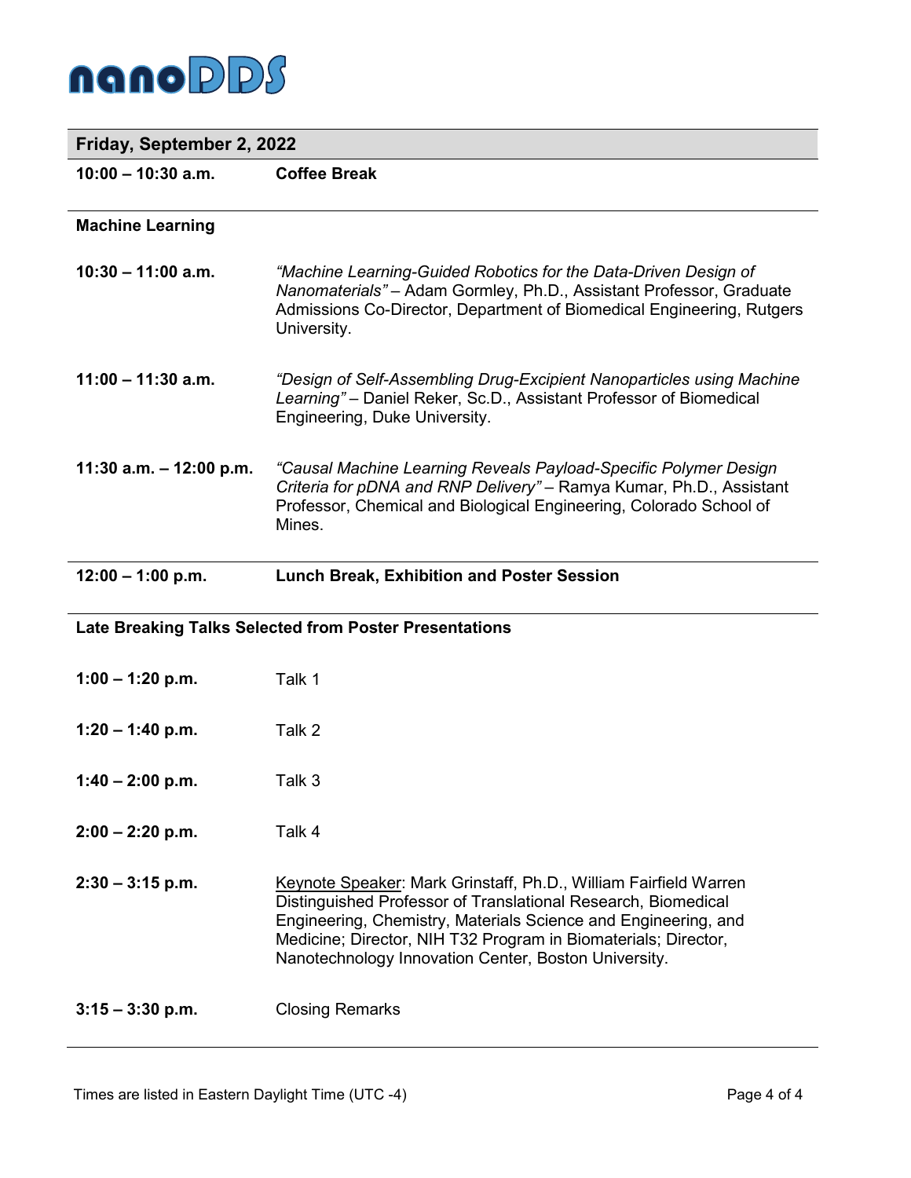nanoDDS

## Friday, September 2, 2022

| | |
|---|---|
| **10:00 – 10:30 a.m.** | **Coffee Break** |

### Machine Learning

| | |
|---|---|
| **10:30 – 11:00 a.m.** | *"Machine Learning-Guided Robotics for the Data-Driven Design of Nanomaterials"* – Adam Gormley, Ph.D., Assistant Professor, Graduate Admissions Co-Director, Department of Biomedical Engineering, Rutgers University. |
| **11:00 – 11:30 a.m.** | *"Design of Self-Assembling Drug-Excipient Nanoparticles using Machine Learning"* – Daniel Reker, Sc.D., Assistant Professor of Biomedical Engineering, Duke University. |
| **11:30 a.m. – 12:00 p.m.** | *"Causal Machine Learning Reveals Payload-Specific Polymer Design Criteria for pDNA and RNP Delivery"* – Ramya Kumar, Ph.D., Assistant Professor, Chemical and Biological Engineering, Colorado School of Mines. |
| **12:00 – 1:00 p.m.** | **Lunch Break, Exhibition and Poster Session** |

### Late Breaking Talks Selected from Poster Presentations

| | |
|---|---|
| **1:00 – 1:20 p.m.** | Talk 1 |
| **1:20 – 1:40 p.m.** | Talk 2 |
| **1:40 – 2:00 p.m.** | Talk 3 |
| **2:00 – 2:20 p.m.** | Talk 4 |
| **2:30 – 3:15 p.m.** | Keynote Speaker: Mark Grinstaff, Ph.D., William Fairfield Warren Distinguished Professor of Translational Research, Biomedical Engineering, Chemistry, Materials Science and Engineering, and Medicine; Director, NIH T32 Program in Biomaterials; Director, Nanotechnology Innovation Center, Boston University. |
| **3:15 – 3:30 p.m.** | Closing Remarks |

Times are listed in Eastern Daylight Time (UTC -4)